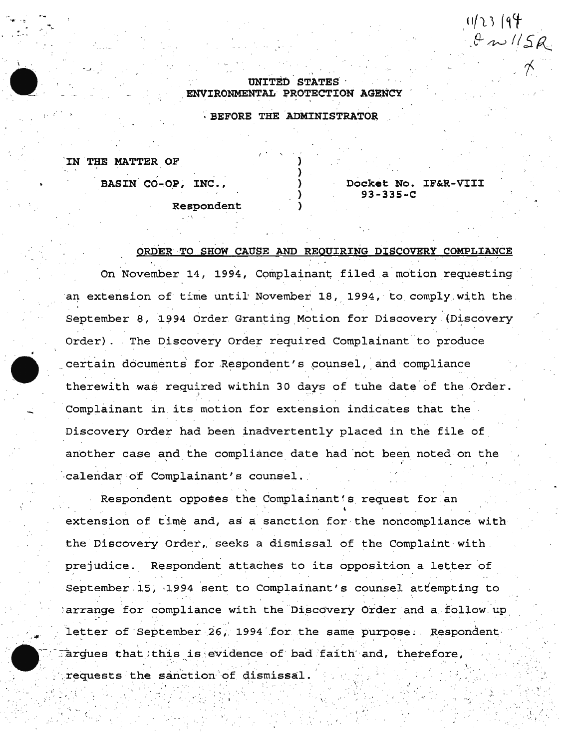11/23/94

UNITED STATES
ENVIRONMENTAL PROTECTION AGENCY

BEFORE THE ADMINISTRATOR

| | | |
|---|---|---|
| IN THE MATTER OF | ) | |
| | ) | |
| BASIN CO-OP, INC., | ) | Docket No. IF&R-VIII 93-335-C |
| | ) | |
| Respondent | ) | |

**ORDER TO SHOW CAUSE AND REQUIRING DISCOVERY COMPLIANCE**

On November 14, 1994, Complainant filed a motion requesting an extension of time until November 18, 1994, to comply with the September 8, 1994 Order Granting Motion for Discovery (Discovery Order). The Discovery Order required Complainant to produce certain documents for Respondent's counsel, and compliance therewith was required within 30 days of tuhe date of the Order. Complainant in its motion for extension indicates that the Discovery Order had been inadvertently placed in the file of another case and the compliance date had not been noted on the calendar of Complainant's counsel.

Respondent opposes the Complainant's request for an extension of time and, as a sanction for the noncompliance with the Discovery Order, seeks a dismissal of the Complaint with prejudice. Respondent attaches to its opposition a letter of September 15, 1994 sent to Complainant's counsel attempting to arrange for compliance with the Discovery Order and a follow up letter of September 26, 1994 for the same purpose. Respondent argues that this is evidence of bad faith and, therefore, requests the sanction of dismissal.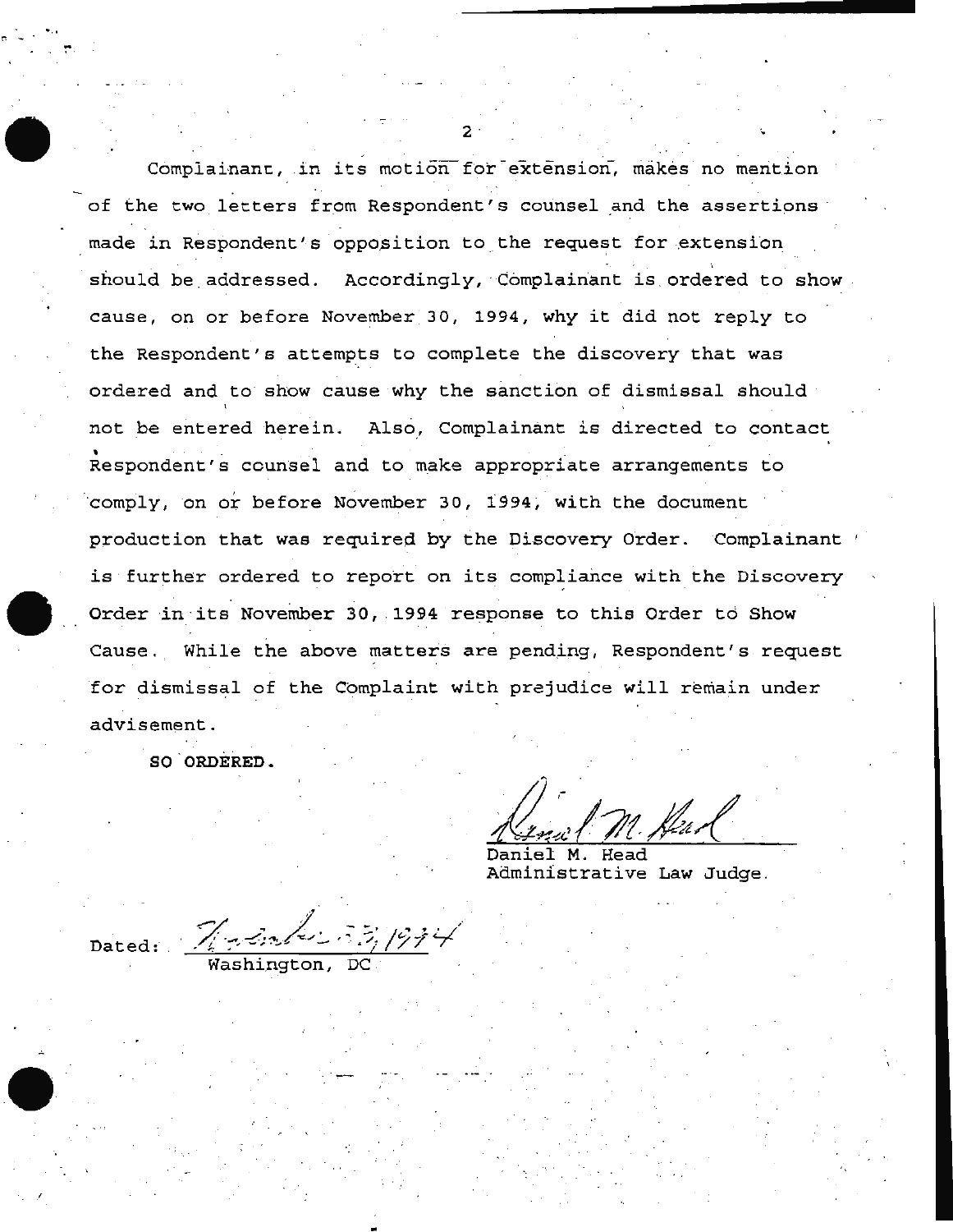Complainant, in its motion for extension, makes no mention of the two letters from Respondent's counsel and the assertions made in Respondent's opposition to the request for extension should be addressed. Accordingly, Complainant is ordered to show cause, on or before November 30, 1994, why it did not reply to the Respondent's attempts to complete the discovery that was ordered and to show cause why the sanction of dismissal should not be entered herein. Also, Complainant is directed to contact Respondent's counsel and to make appropriate arrangements to comply, on or before November 30, 1994, with the document production that was required by the Discovery Order. Complainant is further ordered to report on its compliance with the Discovery Order in its November 30, 1994 response to this Order to Show Cause. While the above matters are pending, Respondent's request for dismissal of the Complaint with prejudice will remain under advisement.

**SO ORDERED.**

Daniel M. Head
Administrative Law Judge

Dated: November 23, 1994
Washington, DC